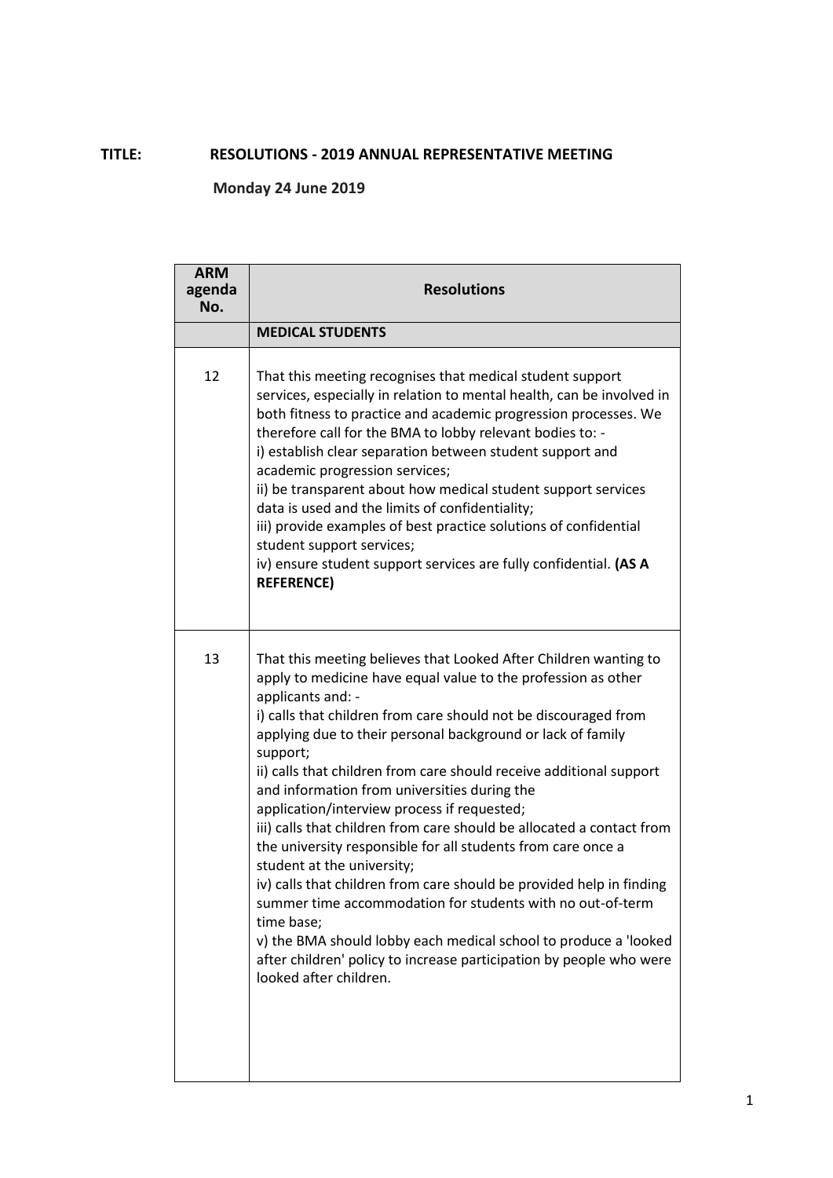**TITLE: RESOLUTIONS - 2019 ANNUAL REPRESENTATIVE MEETING**

**Monday 24 June 2019**

| ARM agenda No. | Resolutions |
|---|---|
| | **MEDICAL STUDENTS** |
| 12 | That this meeting recognises that medical student support services, especially in relation to mental health, can be involved in both fitness to practice and academic progression processes. We therefore call for the BMA to lobby relevant bodies to: -<br>i) establish clear separation between student support and academic progression services;<br>ii) be transparent about how medical student support services data is used and the limits of confidentiality;<br>iii) provide examples of best practice solutions of confidential student support services;<br>iv) ensure student support services are fully confidential. **(AS A REFERENCE)** |
| 13 | That this meeting believes that Looked After Children wanting to apply to medicine have equal value to the profession as other applicants and: -<br>i) calls that children from care should not be discouraged from applying due to their personal background or lack of family support;<br>ii) calls that children from care should receive additional support and information from universities during the application/interview process if requested;<br>iii) calls that children from care should be allocated a contact from the university responsible for all students from care once a student at the university;<br>iv) calls that children from care should be provided help in finding summer time accommodation for students with no out-of-term time base;<br>v) the BMA should lobby each medical school to produce a 'looked after children' policy to increase participation by people who were looked after children. |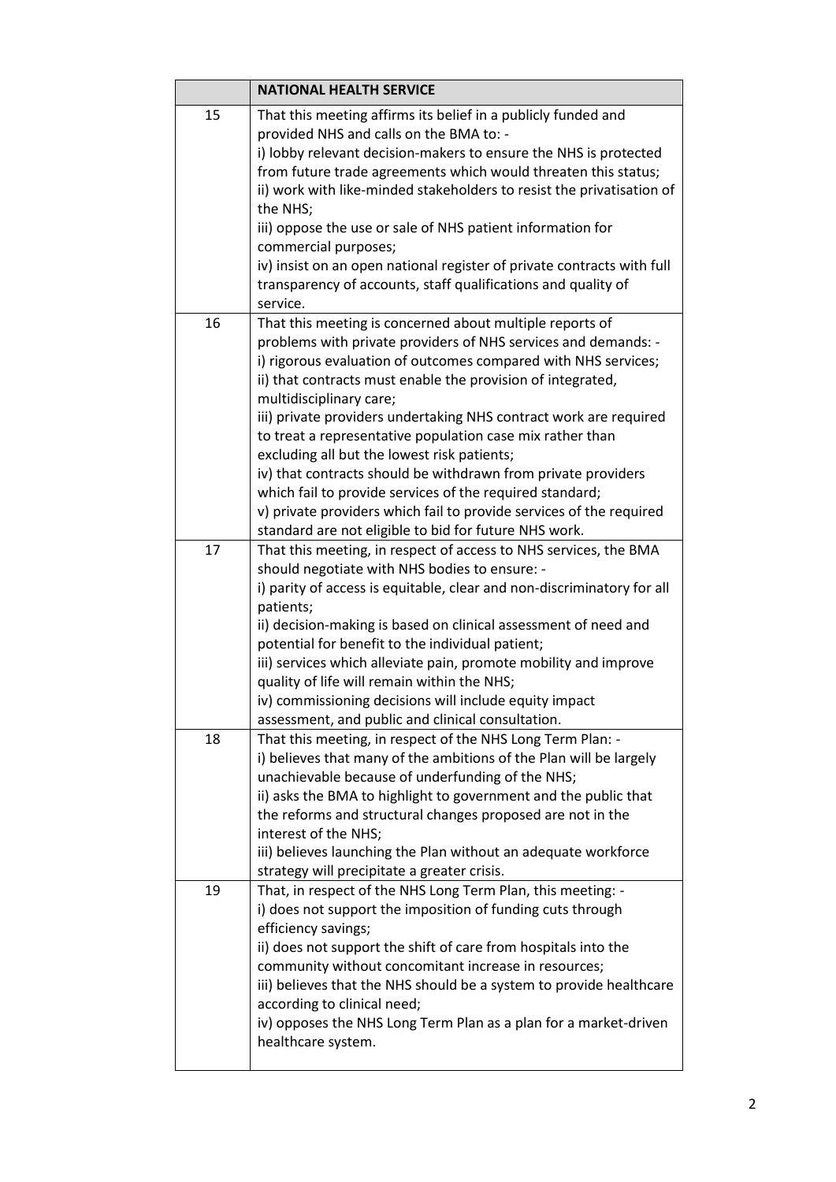|  | **NATIONAL HEALTH SERVICE** |
| --- | --- |
| 15 | That this meeting affirms its belief in a publicly funded and provided NHS and calls on the BMA to: -<br>i) lobby relevant decision-makers to ensure the NHS is protected from future trade agreements which would threaten this status;<br>ii) work with like-minded stakeholders to resist the privatisation of the NHS;<br>iii) oppose the use or sale of NHS patient information for commercial purposes;<br>iv) insist on an open national register of private contracts with full transparency of accounts, staff qualifications and quality of service. |
| 16 | That this meeting is concerned about multiple reports of problems with private providers of NHS services and demands: -<br>i) rigorous evaluation of outcomes compared with NHS services;<br>ii) that contracts must enable the provision of integrated, multidisciplinary care;<br>iii) private providers undertaking NHS contract work are required to treat a representative population case mix rather than excluding all but the lowest risk patients;<br>iv) that contracts should be withdrawn from private providers which fail to provide services of the required standard;<br>v) private providers which fail to provide services of the required standard are not eligible to bid for future NHS work. |
| 17 | That this meeting, in respect of access to NHS services, the BMA should negotiate with NHS bodies to ensure: -<br>i) parity of access is equitable, clear and non-discriminatory for all patients;<br>ii) decision-making is based on clinical assessment of need and potential for benefit to the individual patient;<br>iii) services which alleviate pain, promote mobility and improve quality of life will remain within the NHS;<br>iv) commissioning decisions will include equity impact assessment, and public and clinical consultation. |
| 18 | That this meeting, in respect of the NHS Long Term Plan: -<br>i) believes that many of the ambitions of the Plan will be largely unachievable because of underfunding of the NHS;<br>ii) asks the BMA to highlight to government and the public that the reforms and structural changes proposed are not in the interest of the NHS;<br>iii) believes launching the Plan without an adequate workforce strategy will precipitate a greater crisis. |
| 19 | That, in respect of the NHS Long Term Plan, this meeting: -<br>i) does not support the imposition of funding cuts through efficiency savings;<br>ii) does not support the shift of care from hospitals into the community without concomitant increase in resources;<br>iii) believes that the NHS should be a system to provide healthcare according to clinical need;<br>iv) opposes the NHS Long Term Plan as a plan for a market-driven healthcare system. |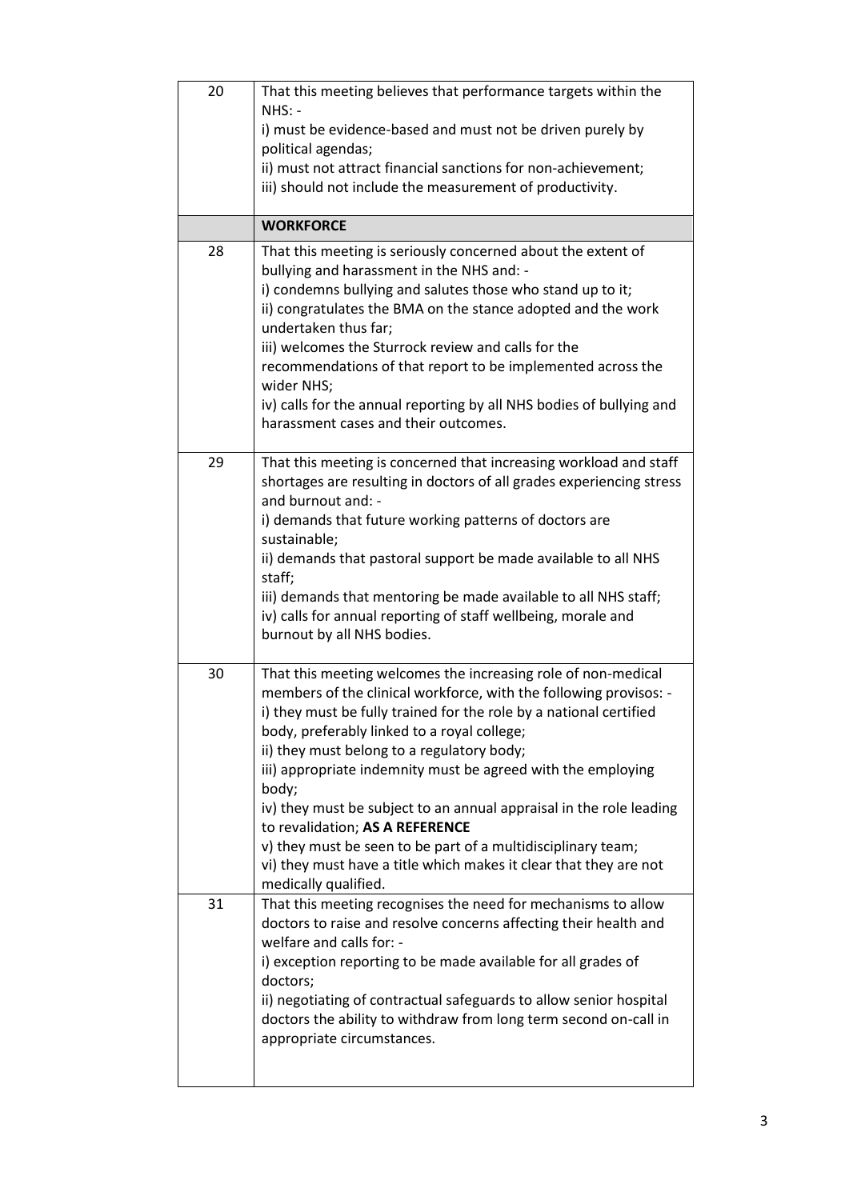| | |
|---|---|
| 20 | That this meeting believes that performance targets within the NHS: -<br>i) must be evidence-based and must not be driven purely by political agendas;<br>ii) must not attract financial sanctions for non-achievement;<br>iii) should not include the measurement of productivity. |
| | **WORKFORCE** |
| 28 | That this meeting is seriously concerned about the extent of bullying and harassment in the NHS and: -<br>i) condemns bullying and salutes those who stand up to it;<br>ii) congratulates the BMA on the stance adopted and the work undertaken thus far;<br>iii) welcomes the Sturrock review and calls for the recommendations of that report to be implemented across the wider NHS;<br>iv) calls for the annual reporting by all NHS bodies of bullying and harassment cases and their outcomes. |
| 29 | That this meeting is concerned that increasing workload and staff shortages are resulting in doctors of all grades experiencing stress and burnout and: -<br>i) demands that future working patterns of doctors are sustainable;<br>ii) demands that pastoral support be made available to all NHS staff;<br>iii) demands that mentoring be made available to all NHS staff;<br>iv) calls for annual reporting of staff wellbeing, morale and burnout by all NHS bodies. |
| 30 | That this meeting welcomes the increasing role of non-medical members of the clinical workforce, with the following provisos: -<br>i) they must be fully trained for the role by a national certified body, preferably linked to a royal college;<br>ii) they must belong to a regulatory body;<br>iii) appropriate indemnity must be agreed with the employing body;<br>iv) they must be subject to an annual appraisal in the role leading to revalidation; **AS A REFERENCE**<br>v) they must be seen to be part of a multidisciplinary team;<br>vi) they must have a title which makes it clear that they are not medically qualified. |
| 31 | That this meeting recognises the need for mechanisms to allow doctors to raise and resolve concerns affecting their health and welfare and calls for: -<br>i) exception reporting to be made available for all grades of doctors;<br>ii) negotiating of contractual safeguards to allow senior hospital doctors the ability to withdraw from long term second on-call in appropriate circumstances. |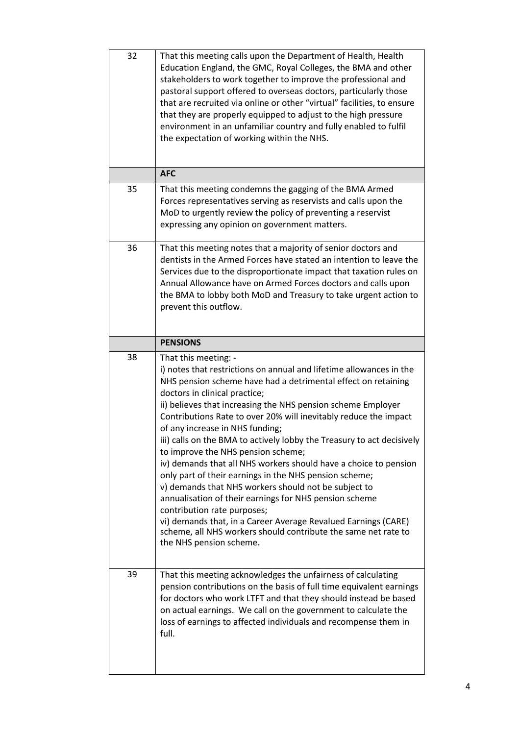| | |
|---|---|
| 32 | That this meeting calls upon the Department of Health, Health Education England, the GMC, Royal Colleges, the BMA and other stakeholders to work together to improve the professional and pastoral support offered to overseas doctors, particularly those that are recruited via online or other "virtual" facilities, to ensure that they are properly equipped to adjust to the high pressure environment in an unfamiliar country and fully enabled to fulfil the expectation of working within the NHS. |
| | **AFC** |
| 35 | That this meeting condemns the gagging of the BMA Armed Forces representatives serving as reservists and calls upon the MoD to urgently review the policy of preventing a reservist expressing any opinion on government matters. |
| 36 | That this meeting notes that a majority of senior doctors and dentists in the Armed Forces have stated an intention to leave the Services due to the disproportionate impact that taxation rules on Annual Allowance have on Armed Forces doctors and calls upon the BMA to lobby both MoD and Treasury to take urgent action to prevent this outflow. |
| | **PENSIONS** |
| 38 | That this meeting: -<br>i) notes that restrictions on annual and lifetime allowances in the NHS pension scheme have had a detrimental effect on retaining doctors in clinical practice;<br>ii) believes that increasing the NHS pension scheme Employer Contributions Rate to over 20% will inevitably reduce the impact of any increase in NHS funding;<br>iii) calls on the BMA to actively lobby the Treasury to act decisively to improve the NHS pension scheme;<br>iv) demands that all NHS workers should have a choice to pension only part of their earnings in the NHS pension scheme;<br>v) demands that NHS workers should not be subject to annualisation of their earnings for NHS pension scheme contribution rate purposes;<br>vi) demands that, in a Career Average Revalued Earnings (CARE) scheme, all NHS workers should contribute the same net rate to the NHS pension scheme. |
| 39 | That this meeting acknowledges the unfairness of calculating pension contributions on the basis of full time equivalent earnings for doctors who work LTFT and that they should instead be based on actual earnings. We call on the government to calculate the loss of earnings to affected individuals and recompense them in full. |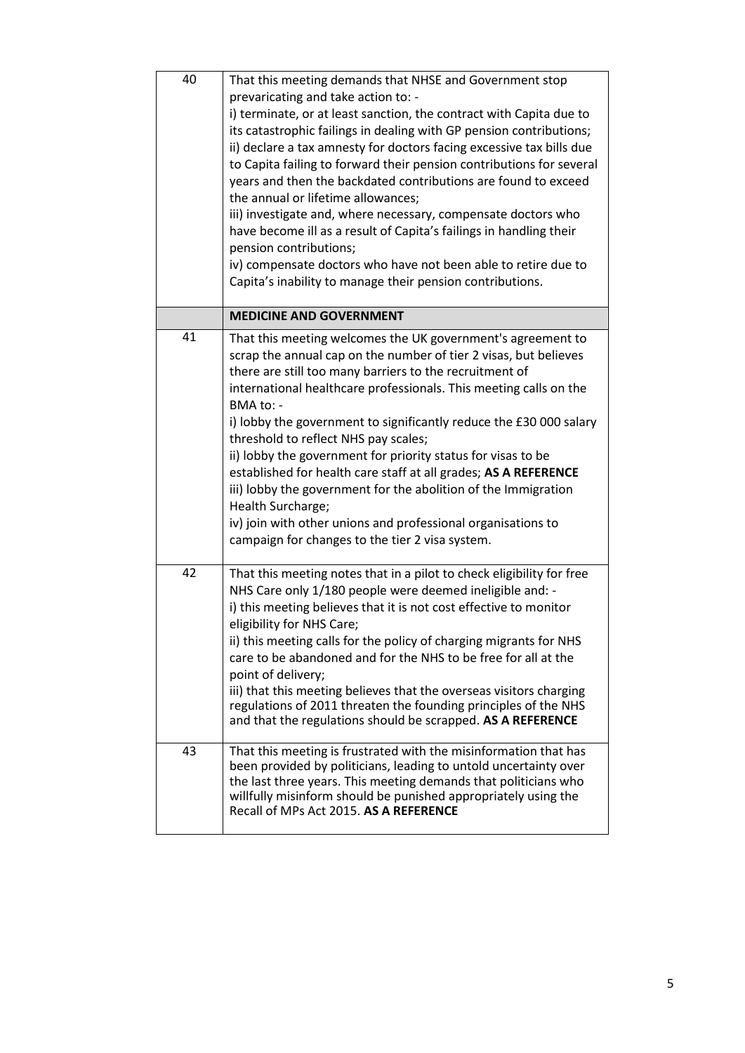| | |
|---|---|
| 40 | That this meeting demands that NHSE and Government stop prevaricating and take action to: -<br>i) terminate, or at least sanction, the contract with Capita due to its catastrophic failings in dealing with GP pension contributions;<br>ii) declare a tax amnesty for doctors facing excessive tax bills due to Capita failing to forward their pension contributions for several years and then the backdated contributions are found to exceed the annual or lifetime allowances;<br>iii) investigate and, where necessary, compensate doctors who have become ill as a result of Capita's failings in handling their pension contributions;<br>iv) compensate doctors who have not been able to retire due to Capita's inability to manage their pension contributions. |
| | **MEDICINE AND GOVERNMENT** |
| 41 | That this meeting welcomes the UK government's agreement to scrap the annual cap on the number of tier 2 visas, but believes there are still too many barriers to the recruitment of international healthcare professionals. This meeting calls on the BMA to: -<br>i) lobby the government to significantly reduce the £30 000 salary threshold to reflect NHS pay scales;<br>ii) lobby the government for priority status for visas to be established for health care staff at all grades; **AS A REFERENCE**<br>iii) lobby the government for the abolition of the Immigration Health Surcharge;<br>iv) join with other unions and professional organisations to campaign for changes to the tier 2 visa system. |
| 42 | That this meeting notes that in a pilot to check eligibility for free NHS Care only 1/180 people were deemed ineligible and: -<br>i) this meeting believes that it is not cost effective to monitor eligibility for NHS Care;<br>ii) this meeting calls for the policy of charging migrants for NHS care to be abandoned and for the NHS to be free for all at the point of delivery;<br>iii) that this meeting believes that the overseas visitors charging regulations of 2011 threaten the founding principles of the NHS and that the regulations should be scrapped. **AS A REFERENCE** |
| 43 | That this meeting is frustrated with the misinformation that has been provided by politicians, leading to untold uncertainty over the last three years. This meeting demands that politicians who willfully misinform should be punished appropriately using the Recall of MPs Act 2015. **AS A REFERENCE** |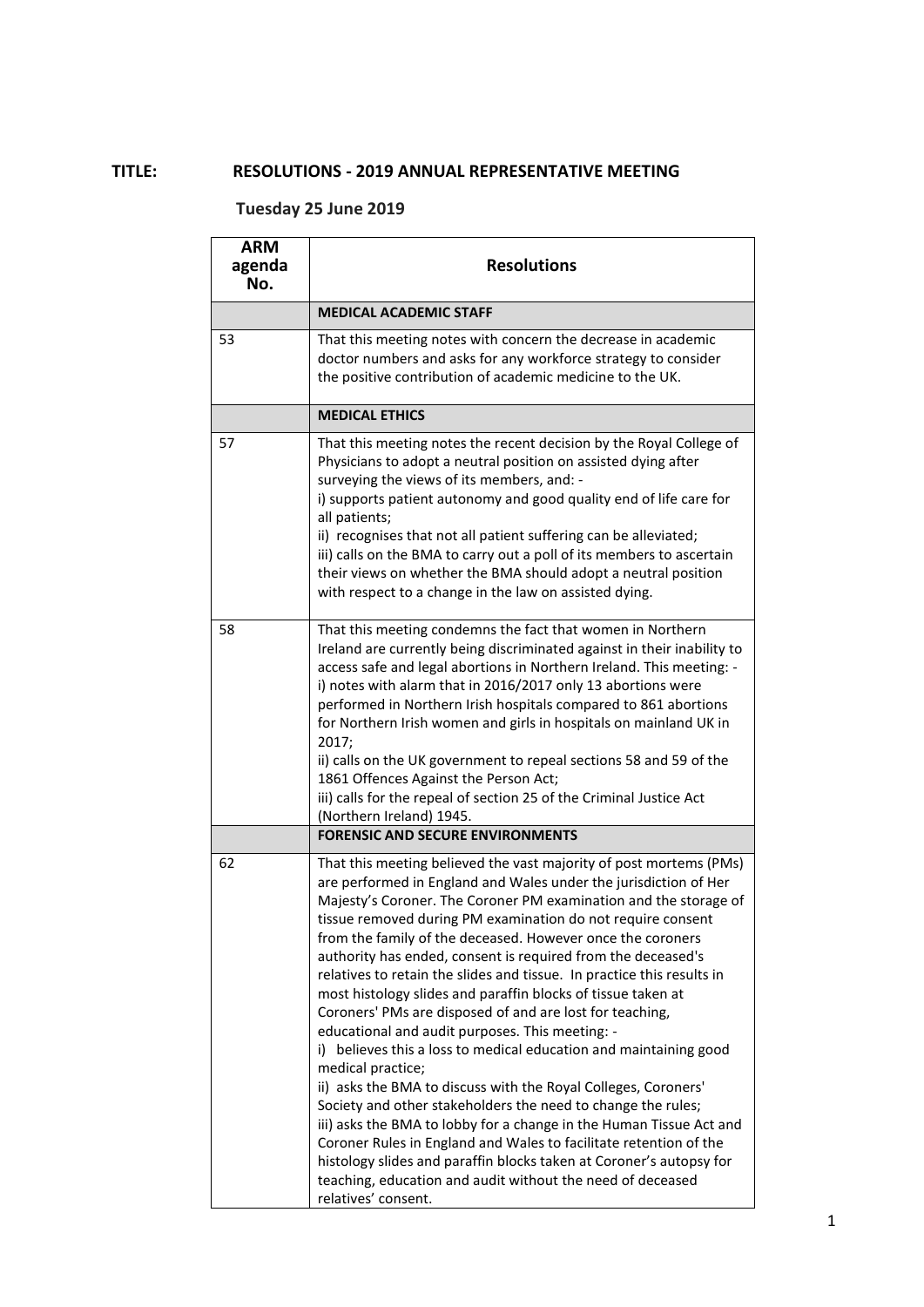**TITLE: RESOLUTIONS - 2019 ANNUAL REPRESENTATIVE MEETING**

**Tuesday 25 June 2019**

| ARM agenda No. | Resolutions |
|---|---|
| | **MEDICAL ACADEMIC STAFF** |
| 53 | That this meeting notes with concern the decrease in academic doctor numbers and asks for any workforce strategy to consider the positive contribution of academic medicine to the UK. |
| | **MEDICAL ETHICS** |
| 57 | That this meeting notes the recent decision by the Royal College of Physicians to adopt a neutral position on assisted dying after surveying the views of its members, and: - <br>i) supports patient autonomy and good quality end of life care for all patients; <br>ii) recognises that not all patient suffering can be alleviated; <br>iii) calls on the BMA to carry out a poll of its members to ascertain their views on whether the BMA should adopt a neutral position with respect to a change in the law on assisted dying. |
| 58 | That this meeting condemns the fact that women in Northern Ireland are currently being discriminated against in their inability to access safe and legal abortions in Northern Ireland. This meeting: - <br>i) notes with alarm that in 2016/2017 only 13 abortions were performed in Northern Irish hospitals compared to 861 abortions for Northern Irish women and girls in hospitals on mainland UK in 2017; <br>ii) calls on the UK government to repeal sections 58 and 59 of the 1861 Offences Against the Person Act; <br>iii) calls for the repeal of section 25 of the Criminal Justice Act (Northern Ireland) 1945. |
| | **FORENSIC AND SECURE ENVIRONMENTS** |
| 62 | That this meeting believed the vast majority of post mortems (PMs) are performed in England and Wales under the jurisdiction of Her Majesty's Coroner. The Coroner PM examination and the storage of tissue removed during PM examination do not require consent from the family of the deceased. However once the coroners authority has ended, consent is required from the deceased's relatives to retain the slides and tissue. In practice this results in most histology slides and paraffin blocks of tissue taken at Coroners' PMs are disposed of and are lost for teaching, educational and audit purposes. This meeting: - <br>i) believes this a loss to medical education and maintaining good medical practice; <br>ii) asks the BMA to discuss with the Royal Colleges, Coroners' Society and other stakeholders the need to change the rules; <br>iii) asks the BMA to lobby for a change in the Human Tissue Act and Coroner Rules in England and Wales to facilitate retention of the histology slides and paraffin blocks taken at Coroner's autopsy for teaching, education and audit without the need of deceased relatives' consent. |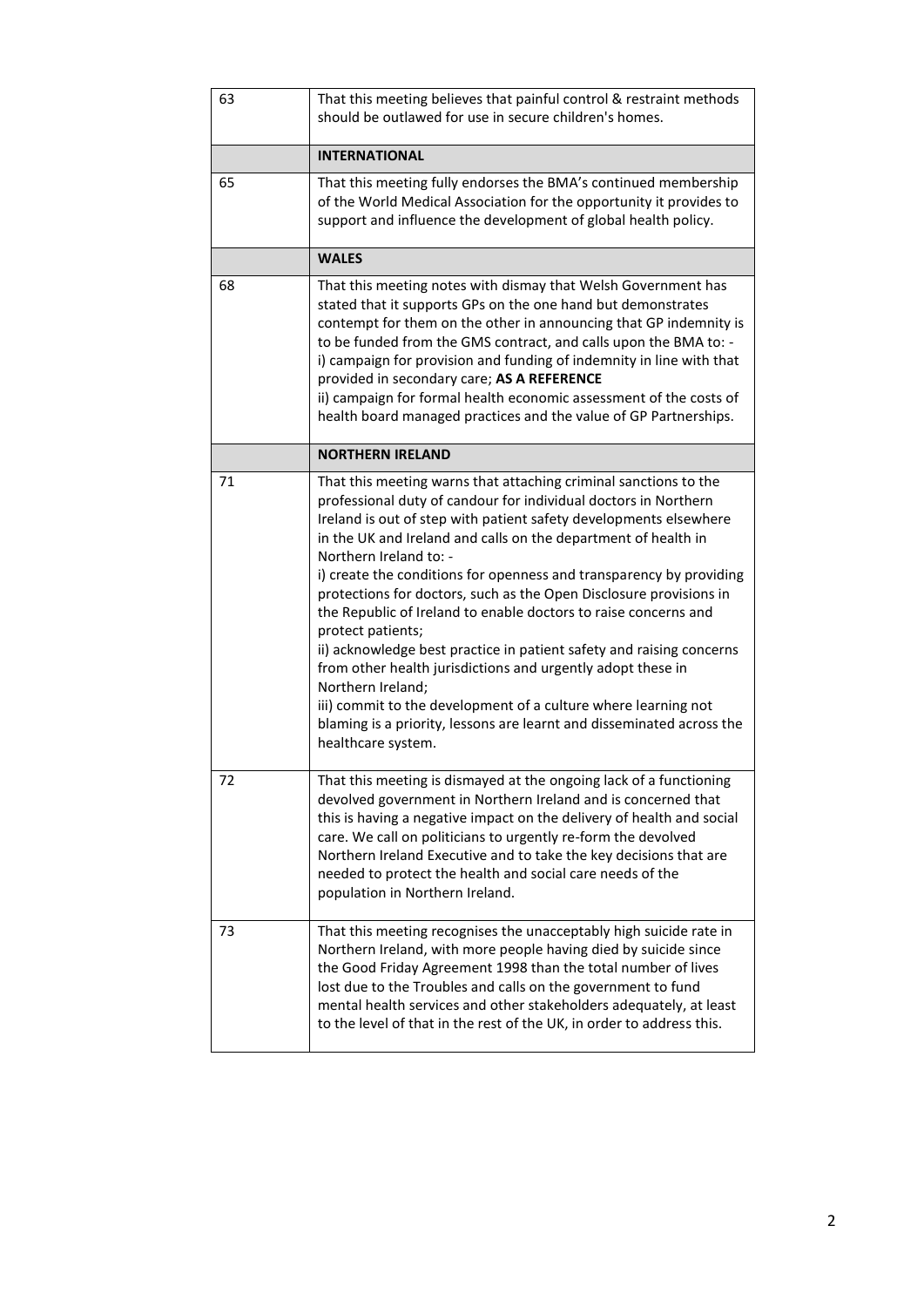| | |
|---|---|
| 63 | That this meeting believes that painful control & restraint methods should be outlawed for use in secure children's homes. |
| | **INTERNATIONAL** |
| 65 | That this meeting fully endorses the BMA's continued membership of the World Medical Association for the opportunity it provides to support and influence the development of global health policy. |
| | **WALES** |
| 68 | That this meeting notes with dismay that Welsh Government has stated that it supports GPs on the one hand but demonstrates contempt for them on the other in announcing that GP indemnity is to be funded from the GMS contract, and calls upon the BMA to: - <br> i) campaign for provision and funding of indemnity in line with that provided in secondary care; **AS A REFERENCE** <br> ii) campaign for formal health economic assessment of the costs of health board managed practices and the value of GP Partnerships. |
| | **NORTHERN IRELAND** |
| 71 | That this meeting warns that attaching criminal sanctions to the professional duty of candour for individual doctors in Northern Ireland is out of step with patient safety developments elsewhere in the UK and Ireland and calls on the department of health in Northern Ireland to: - <br> i) create the conditions for openness and transparency by providing protections for doctors, such as the Open Disclosure provisions in the Republic of Ireland to enable doctors to raise concerns and protect patients; <br> ii) acknowledge best practice in patient safety and raising concerns from other health jurisdictions and urgently adopt these in Northern Ireland; <br> iii) commit to the development of a culture where learning not blaming is a priority, lessons are learnt and disseminated across the healthcare system. |
| 72 | That this meeting is dismayed at the ongoing lack of a functioning devolved government in Northern Ireland and is concerned that this is having a negative impact on the delivery of health and social care. We call on politicians to urgently re-form the devolved Northern Ireland Executive and to take the key decisions that are needed to protect the health and social care needs of the population in Northern Ireland. |
| 73 | That this meeting recognises the unacceptably high suicide rate in Northern Ireland, with more people having died by suicide since the Good Friday Agreement 1998 than the total number of lives lost due to the Troubles and calls on the government to fund mental health services and other stakeholders adequately, at least to the level of that in the rest of the UK, in order to address this. |